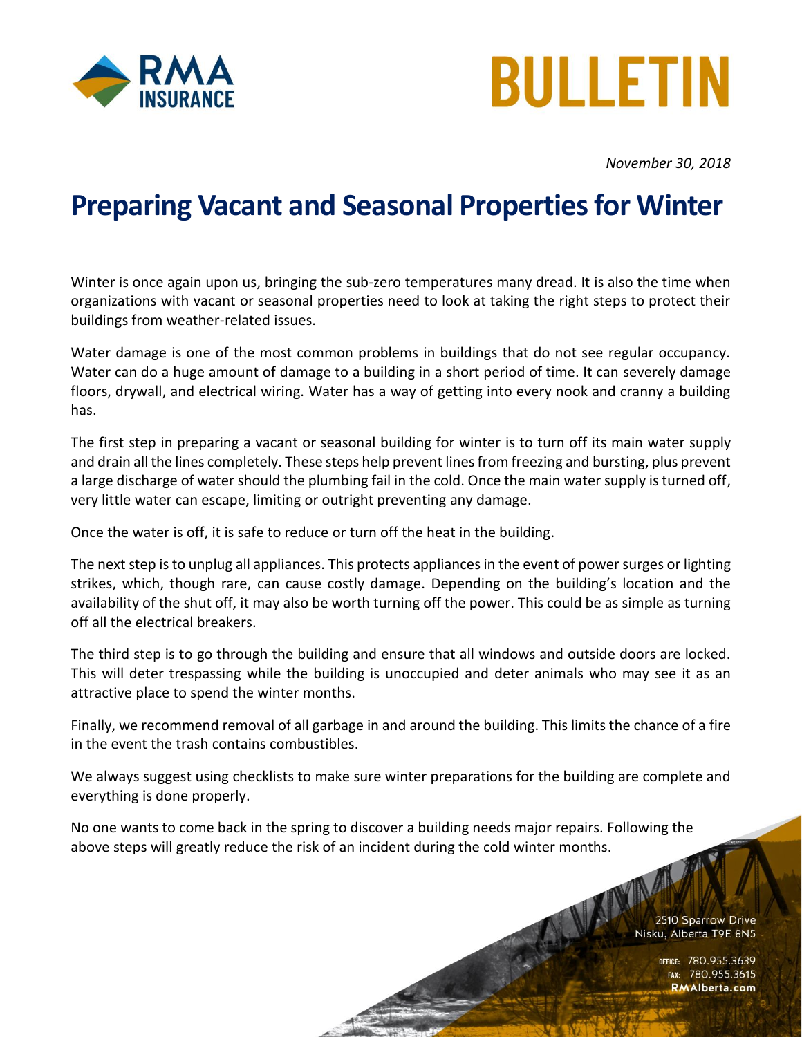RMA INSURANCE

# BULLETIN

*November 30, 2018*

## Preparing Vacant and Seasonal Properties for Winter

Winter is once again upon us, bringing the sub-zero temperatures many dread. It is also the time when organizations with vacant or seasonal properties need to look at taking the right steps to protect their buildings from weather-related issues.

Water damage is one of the most common problems in buildings that do not see regular occupancy. Water can do a huge amount of damage to a building in a short period of time. It can severely damage floors, drywall, and electrical wiring. Water has a way of getting into every nook and cranny a building has.

The first step in preparing a vacant or seasonal building for winter is to turn off its main water supply and drain all the lines completely. These steps help prevent lines from freezing and bursting, plus prevent a large discharge of water should the plumbing fail in the cold. Once the main water supply is turned off, very little water can escape, limiting or outright preventing any damage.

Once the water is off, it is safe to reduce or turn off the heat in the building.

The next step is to unplug all appliances. This protects appliances in the event of power surges or lighting strikes, which, though rare, can cause costly damage. Depending on the building's location and the availability of the shut off, it may also be worth turning off the power. This could be as simple as turning off all the electrical breakers.

The third step is to go through the building and ensure that all windows and outside doors are locked. This will deter trespassing while the building is unoccupied and deter animals who may see it as an attractive place to spend the winter months.

Finally, we recommend removal of all garbage in and around the building. This limits the chance of a fire in the event the trash contains combustibles.

We always suggest using checklists to make sure winter preparations for the building are complete and everything is done properly.

No one wants to come back in the spring to discover a building needs major repairs. Following the above steps will greatly reduce the risk of an incident during the cold winter months.

2510 Sparrow Drive
Nisku, Alberta T9E 8N5

OFFICE: 780.955.3639
FAX: 780.955.3615
**RMAlberta.com**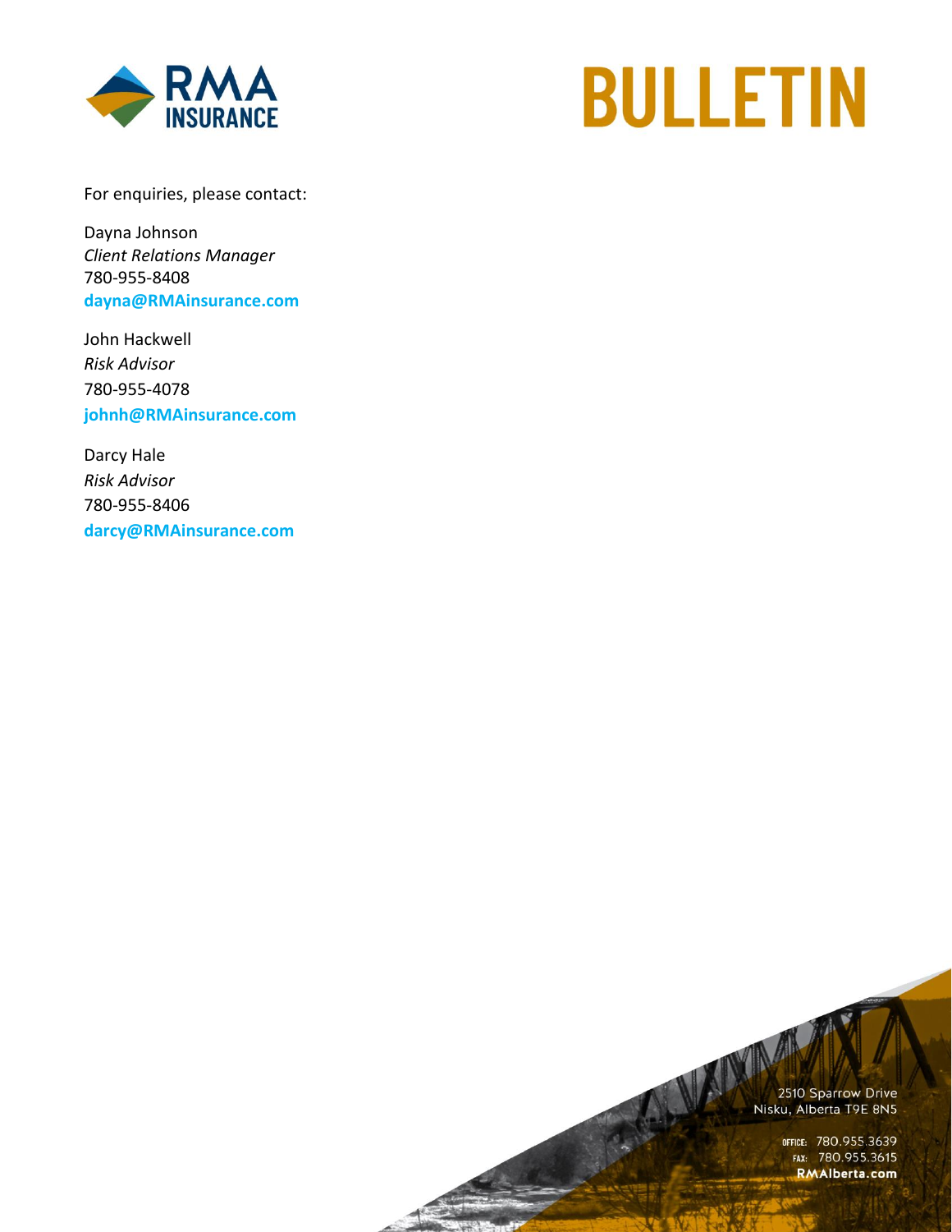For enquiries, please contact:

Dayna Johnson
*Client Relations Manager*
780-955-8408
**dayna@RMAinsurance.com**

John Hackwell
*Risk Advisor*
780-955-4078
**johnh@RMAinsurance.com**

Darcy Hale
*Risk Advisor*
780-955-8406
**darcy@RMAinsurance.com**

2510 Sparrow Drive
Nisku, Alberta T9E 8N5

OFFICE: 780.955.3639
FAX: 780.955.3615
**RMAlberta.com**